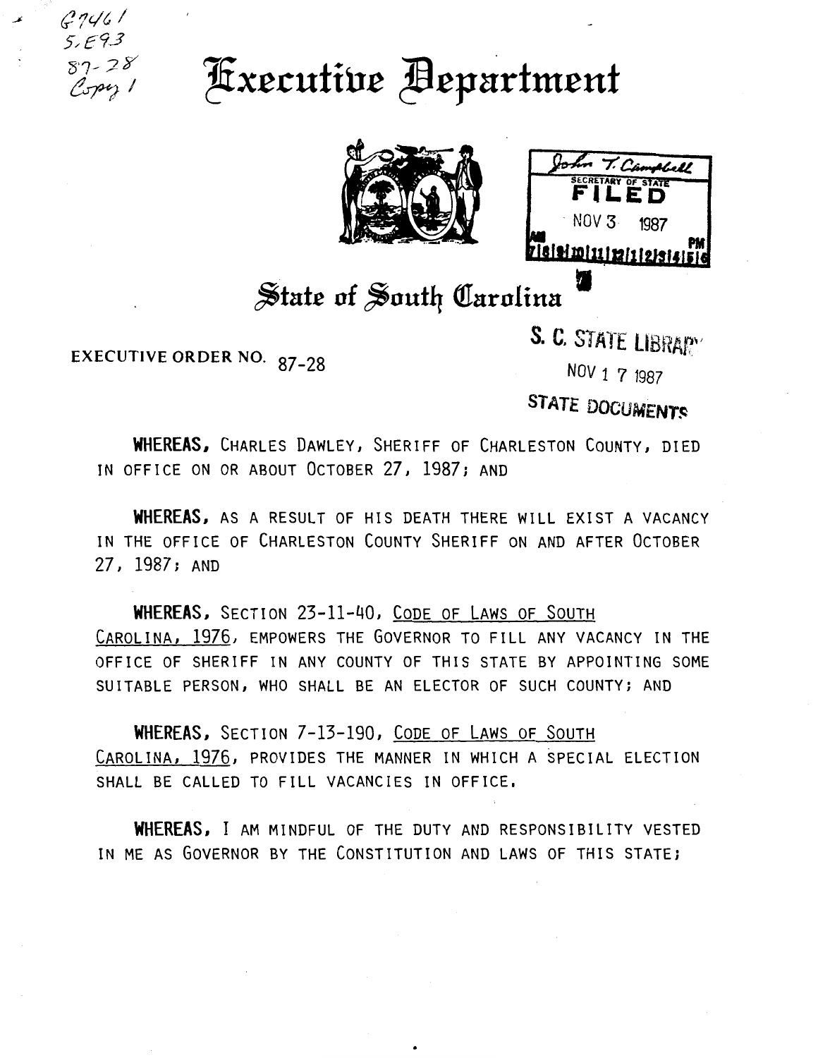G7461
5.E93
87-28
Copy 1

# Executive Department

John T. Campbell
SECRETARY OF STATE
FILED
NOV 3 1987

# State of South Carolina

S. C. STATE LIBRARY
NOV 1 7 1987
STATE DOCUMENTS

EXECUTIVE ORDER NO. 87-28

**WHEREAS,** CHARLES DAWLEY, SHERIFF OF CHARLESTON COUNTY, DIED IN OFFICE ON OR ABOUT OCTOBER 27, 1987; AND

**WHEREAS,** AS A RESULT OF HIS DEATH THERE WILL EXIST A VACANCY IN THE OFFICE OF CHARLESTON COUNTY SHERIFF ON AND AFTER OCTOBER 27, 1987; AND

**WHEREAS,** SECTION 23-11-40, CODE OF LAWS OF SOUTH CAROLINA, 1976, EMPOWERS THE GOVERNOR TO FILL ANY VACANCY IN THE OFFICE OF SHERIFF IN ANY COUNTY OF THIS STATE BY APPOINTING SOME SUITABLE PERSON, WHO SHALL BE AN ELECTOR OF SUCH COUNTY; AND

**WHEREAS,** SECTION 7-13-190, CODE OF LAWS OF SOUTH CAROLINA, 1976, PROVIDES THE MANNER IN WHICH A SPECIAL ELECTION SHALL BE CALLED TO FILL VACANCIES IN OFFICE.

**WHEREAS,** I AM MINDFUL OF THE DUTY AND RESPONSIBILITY VESTED IN ME AS GOVERNOR BY THE CONSTITUTION AND LAWS OF THIS STATE;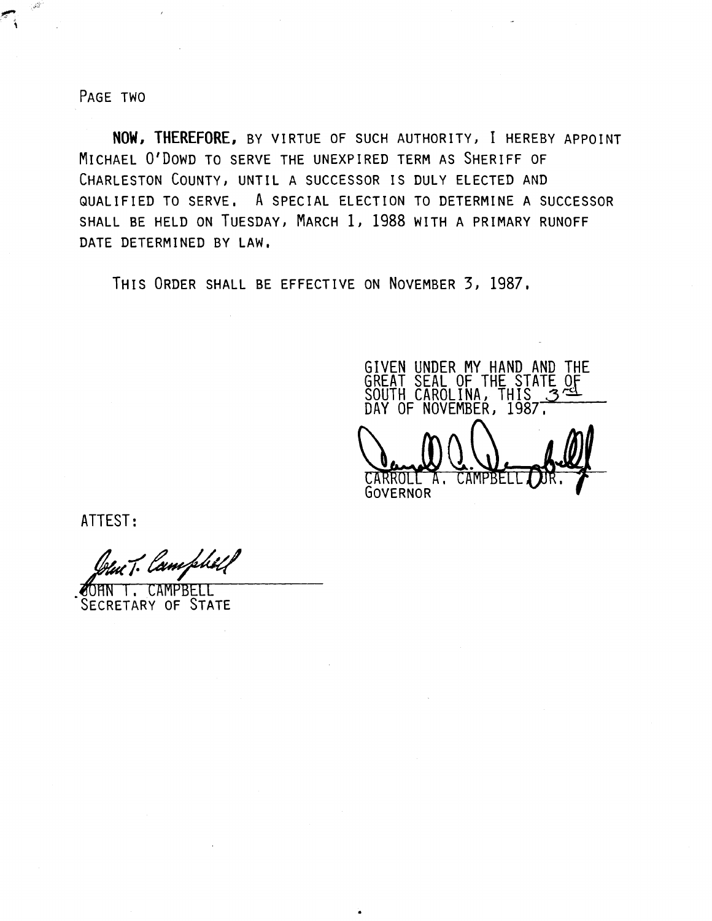PAGE TWO

**NOW, THEREFORE,** BY VIRTUE OF SUCH AUTHORITY, I HEREBY APPOINT MICHAEL O'DOWD TO SERVE THE UNEXPIRED TERM AS SHERIFF OF CHARLESTON COUNTY, UNTIL A SUCCESSOR IS DULY ELECTED AND QUALIFIED TO SERVE. A SPECIAL ELECTION TO DETERMINE A SUCCESSOR SHALL BE HELD ON TUESDAY, MARCH 1, 1988 WITH A PRIMARY RUNOFF DATE DETERMINED BY LAW.

THIS ORDER SHALL BE EFFECTIVE ON NOVEMBER 3, 1987.

GIVEN UNDER MY HAND AND THE GREAT SEAL OF THE STATE OF SOUTH CAROLINA, THIS 3rd DAY OF NOVEMBER, 1987.

CARROLL A. CAMPBELL, JR.
GOVERNOR

ATTEST:

JOHN T. CAMPBELL
SECRETARY OF STATE